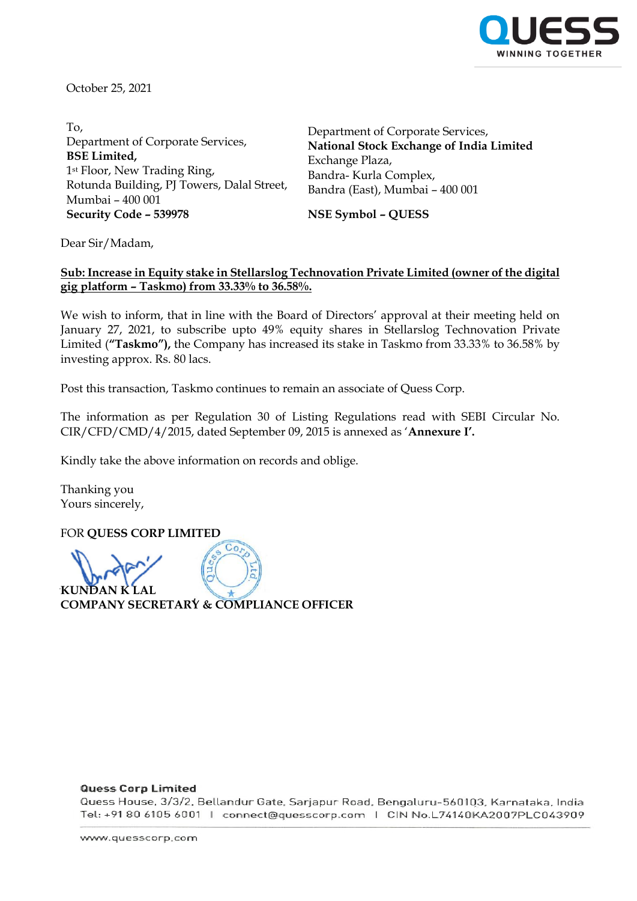October 25, 2021

To,
Department of Corporate Services,
**BSE Limited,**
1st Floor, New Trading Ring,
Rotunda Building, PJ Towers, Dalal Street,
Mumbai – 400 001
**Security Code – 539978**

Department of Corporate Services,
**National Stock Exchange of India Limited**
Exchange Plaza,
Bandra- Kurla Complex,
Bandra (East), Mumbai – 400 001

**NSE Symbol – QUESS**

Dear Sir/Madam,

**Sub: Increase in Equity stake in Stellarslog Technovation Private Limited (owner of the digital gig platform – Taskmo) from 33.33% to 36.58%.**

We wish to inform, that in line with the Board of Directors' approval at their meeting held on January 27, 2021, to subscribe upto 49% equity shares in Stellarslog Technovation Private Limited (**"Taskmo"),** the Company has increased its stake in Taskmo from 33.33% to 36.58% by investing approx. Rs. 80 lacs.

Post this transaction, Taskmo continues to remain an associate of Quess Corp.

The information as per Regulation 30 of Listing Regulations read with SEBI Circular No. CIR/CFD/CMD/4/2015, dated September 09, 2015 is annexed as '**Annexure I'.**

Kindly take the above information on records and oblige.

Thanking you
Yours sincerely,

FOR **QUESS CORP LIMITED**

**KUNDAN K LAL**
**COMPANY SECRETARY & COMPLIANCE OFFICER**

**Quess Corp Limited**
Quess House, 3/3/2, Bellandur Gate, Sarjapur Road, Bengaluru-560103, Karnataka, India
Tel: +91 80 6105 6001 | connect@quesscorp.com | CIN No.L74140KA2007PLC043909

www.quesscorp.com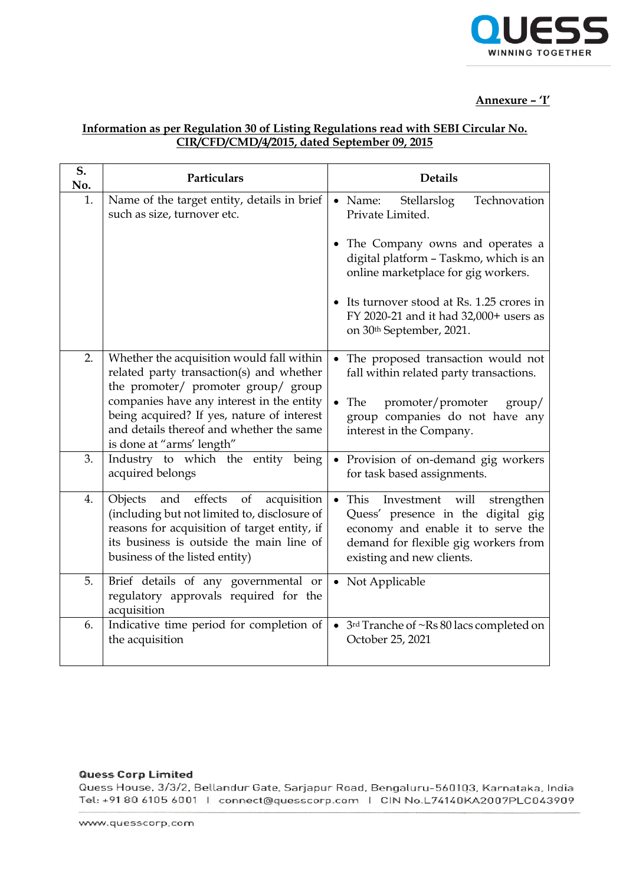**Annexure – 'I'**

**Information as per Regulation 30 of Listing Regulations read with SEBI Circular No. CIR/CFD/CMD/4/2015, dated September 09, 2015**

| S. No. | Particulars | Details |
|---|---|---|
| 1. | Name of the target entity, details in brief such as size, turnover etc. | • Name: Stellarslog Technovation Private Limited.<br><br>• The Company owns and operates a digital platform – Taskmo, which is an online marketplace for gig workers.<br><br>• Its turnover stood at Rs. 1.25 crores in FY 2020-21 and it had 32,000+ users as on 30th September, 2021. |
| 2. | Whether the acquisition would fall within related party transaction(s) and whether the promoter/ promoter group/ group companies have any interest in the entity being acquired? If yes, nature of interest and details thereof and whether the same is done at "arms' length" | • The proposed transaction would not fall within related party transactions.<br><br>• The promoter/promoter group/ group companies do not have any interest in the Company. |
| 3. | Industry to which the entity being acquired belongs | • Provision of on-demand gig workers for task based assignments. |
| 4. | Objects and effects of acquisition (including but not limited to, disclosure of reasons for acquisition of target entity, if its business is outside the main line of business of the listed entity) | • This Investment will strengthen Quess' presence in the digital gig economy and enable it to serve the demand for flexible gig workers from existing and new clients. |
| 5. | Brief details of any governmental or regulatory approvals required for the acquisition | • Not Applicable |
| 6. | Indicative time period for completion of the acquisition | • 3rd Tranche of ~Rs 80 lacs completed on October 25, 2021 |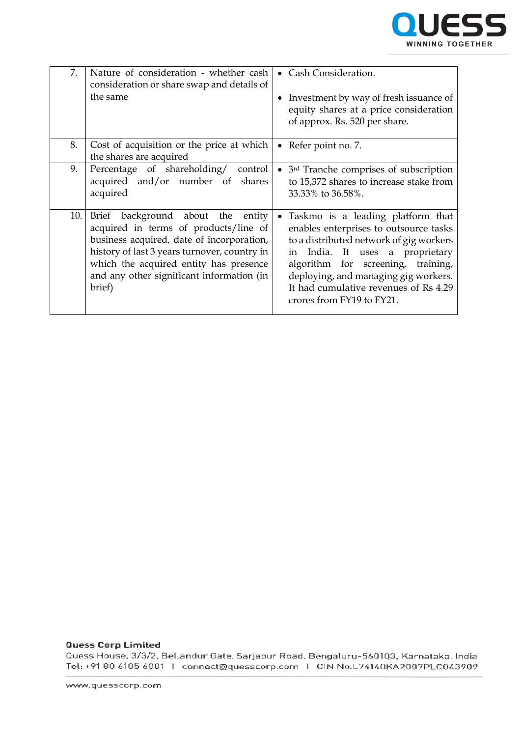| | | |
|---|---|---|
| 7. | Nature of consideration - whether cash consideration or share swap and details of the same | • Cash Consideration.<br><br>• Investment by way of fresh issuance of equity shares at a price consideration of approx. Rs. 520 per share. |
| 8. | Cost of acquisition or the price at which the shares are acquired | • Refer point no. 7. |
| 9. | Percentage of shareholding/ control acquired and/or number of shares acquired | • 3rd Tranche comprises of subscription to 15,372 shares to increase stake from 33.33% to 36.58%. |
| 10. | Brief background about the entity acquired in terms of products/line of business acquired, date of incorporation, history of last 3 years turnover, country in which the acquired entity has presence and any other significant information (in brief) | • Taskmo is a leading platform that enables enterprises to outsource tasks to a distributed network of gig workers in India. It uses a proprietary algorithm for screening, training, deploying, and managing gig workers. It had cumulative revenues of Rs 4.29 crores from FY19 to FY21. |